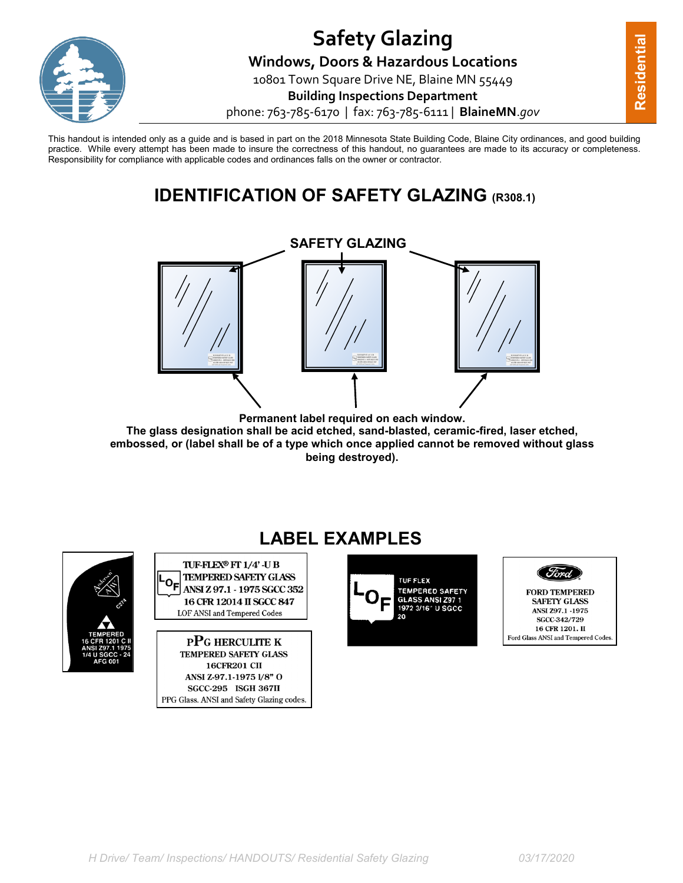# Safety Glazing

## Windows, Doors & Hazardous Locations

10801 Town Square Drive NE, Blaine MN 55449

**Building Inspections Department**

phone: 763-785-6170 | fax: 763-785-6111 | **BlaineMN**.*gov*

**Residential**

This handout is intended only as a guide and is based in part on the 2018 Minnesota State Building Code, Blaine City ordinances, and good building practice. While every attempt has been made to insure the correctness of this handout, no guarantees are made to its accuracy or completeness. Responsibility for compliance with applicable codes and ordinances falls on the owner or contractor.

## IDENTIFICATION OF SAFETY GLAZING (R308.1)

**SAFETY GLAZING**

**Permanent label required on each window.**
**The glass designation shall be acid etched, sand-blasted, ceramic-fired, laser etched, embossed, or (label shall be of a type which once applied cannot be removed without glass being destroyed).**

## LABEL EXAMPLES

TEMPERED
16 CFR 1201 C II
ANSI Z97.1 1975
1/4 U SGCC - 24
AFG 001

TUF-FLEX® FT 1/4' -U B
TEMPERED SAFETY GLASS
ANSI Z 97.1 - 1975 SGCC 352
16 CFR 12014 II SGCC 847
LOF ANSI and Tempered Codes

PPG HERCULITE K
TEMPERED SAFETY GLASS
16CFR201 CII
ANSI Z-97.1-1975 1/8" O
SGCC-295 ISGH 367II
PPG Glass. ANSI and Safety Glazing codes.

TUF FLEX
TEMPERED SAFETY
GLASS ANSI Z97 1
1972 3/16" U SGCC
20

FORD TEMPERED
SAFETY GLASS
ANSI Z97.1 -1975
SGCC-342/729
16 CFR 1201. II
Ford Glass ANSI and Tempered Codes.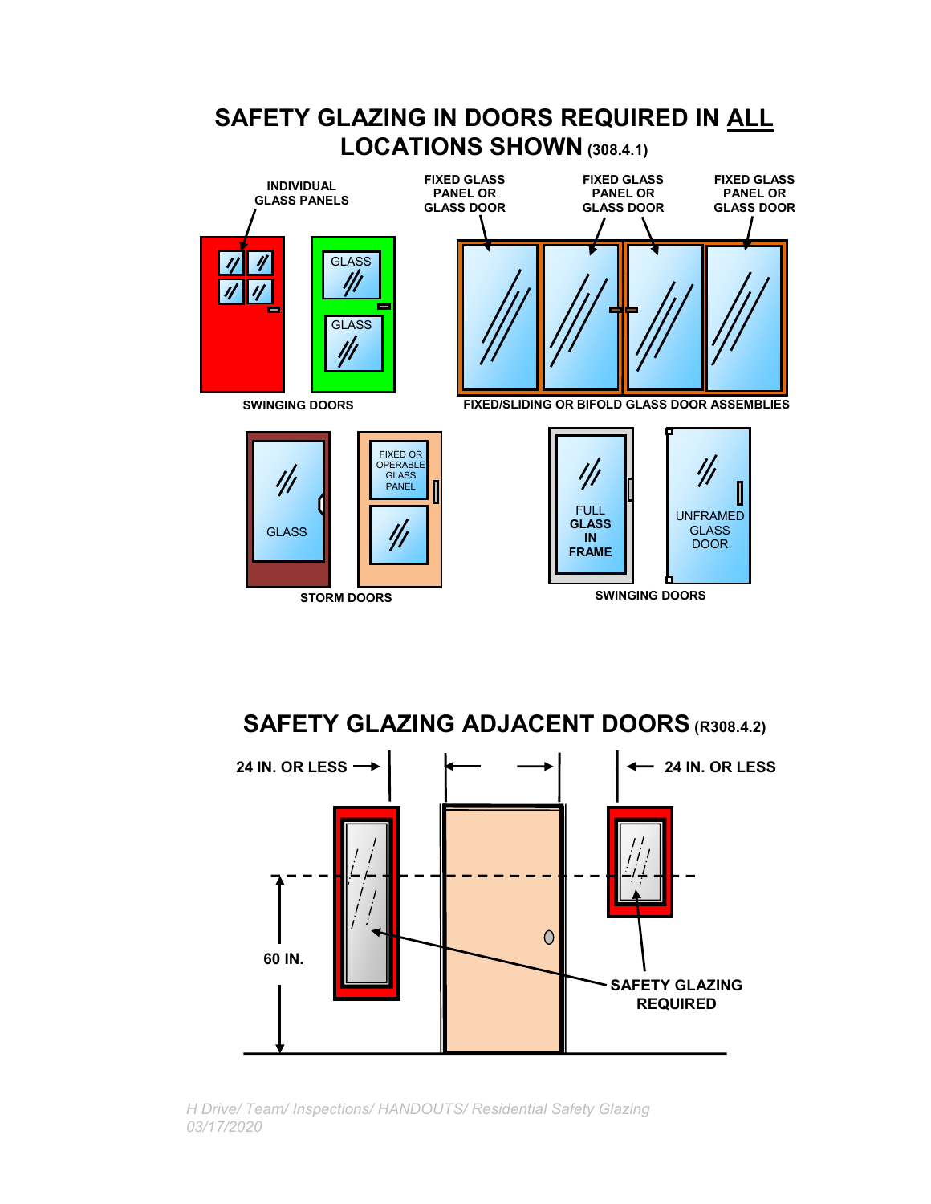# SAFETY GLAZING IN DOORS REQUIRED IN ALL LOCATIONS SHOWN (308.4.1)

INDIVIDUAL GLASS PANELS

GLASS

GLASS

SWINGING DOORS

FIXED GLASS PANEL OR GLASS DOOR

FIXED GLASS PANEL OR GLASS DOOR

FIXED GLASS PANEL OR GLASS DOOR

FIXED/SLIDING OR BIFOLD GLASS DOOR ASSEMBLIES

GLASS

FIXED OR OPERABLE GLASS PANEL

STORM DOORS

FULL GLASS IN FRAME

UNFRAMED GLASS DOOR

SWINGING DOORS

# SAFETY GLAZING ADJACENT DOORS (R308.4.2)

24 IN. OR LESS

24 IN. OR LESS

60 IN.

SAFETY GLAZING REQUIRED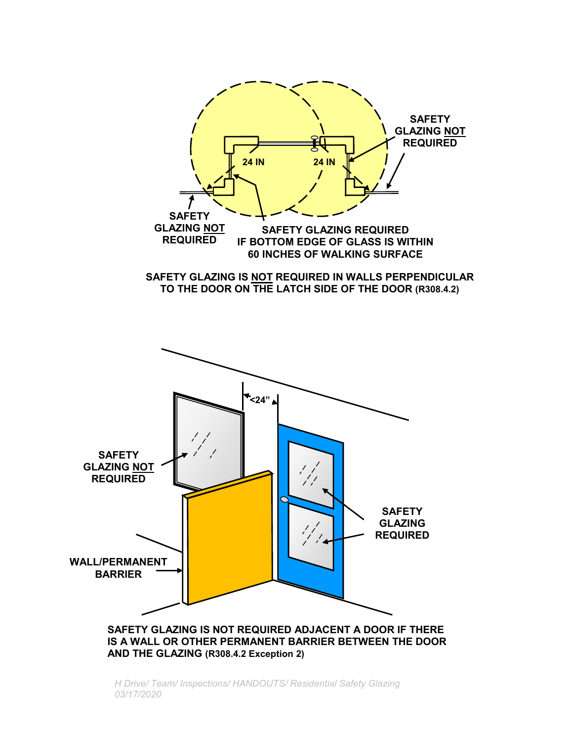SAFETY GLAZING NOT REQUIRED

24 IN

24 IN

SAFETY GLAZING NOT REQUIRED

SAFETY GLAZING REQUIRED IF BOTTOM EDGE OF GLASS IS WITHIN 60 INCHES OF WALKING SURFACE

**SAFETY GLAZING IS NOT REQUIRED IN WALLS PERPENDICULAR TO THE DOOR ON THE LATCH SIDE OF THE DOOR (R308.4.2)**

<24"

SAFETY GLAZING NOT REQUIRED

SAFETY GLAZING REQUIRED

WALL/PERMANENT BARRIER

**SAFETY GLAZING IS NOT REQUIRED ADJACENT A DOOR IF THERE IS A WALL OR OTHER PERMANENT BARRIER BETWEEN THE DOOR AND THE GLAZING (R308.4.2 Exception 2)**

*H Drive/ Team/ Inspections/ HANDOUTS/ Residential Safety Glazing 03/17/2020*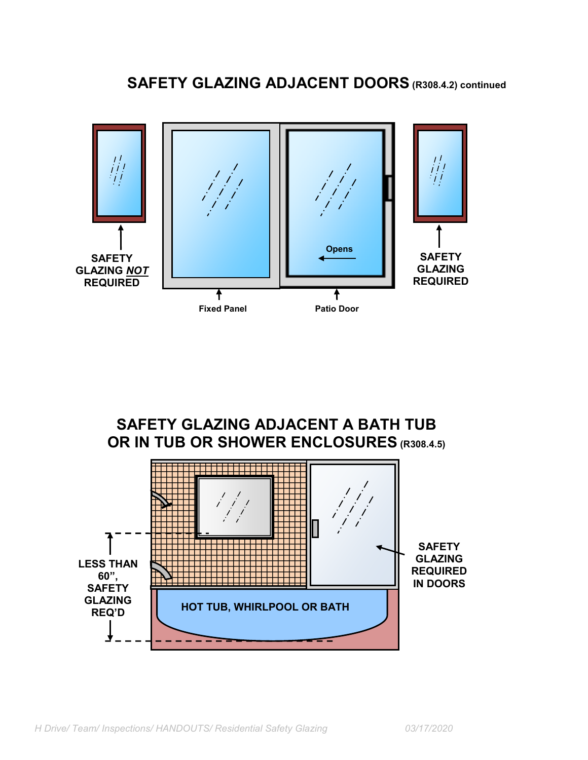## SAFETY GLAZING ADJACENT DOORS (R308.4.2) continued

SAFETY GLAZING *NOT* REQUIRED

Fixed Panel

Opens

Patio Door

SAFETY GLAZING REQUIRED

## SAFETY GLAZING ADJACENT A BATH TUB OR IN TUB OR SHOWER ENCLOSURES (R308.4.5)

LESS THAN 60", SAFETY GLAZING REQ'D

HOT TUB, WHIRLPOOL OR BATH

SAFETY GLAZING REQUIRED IN DOORS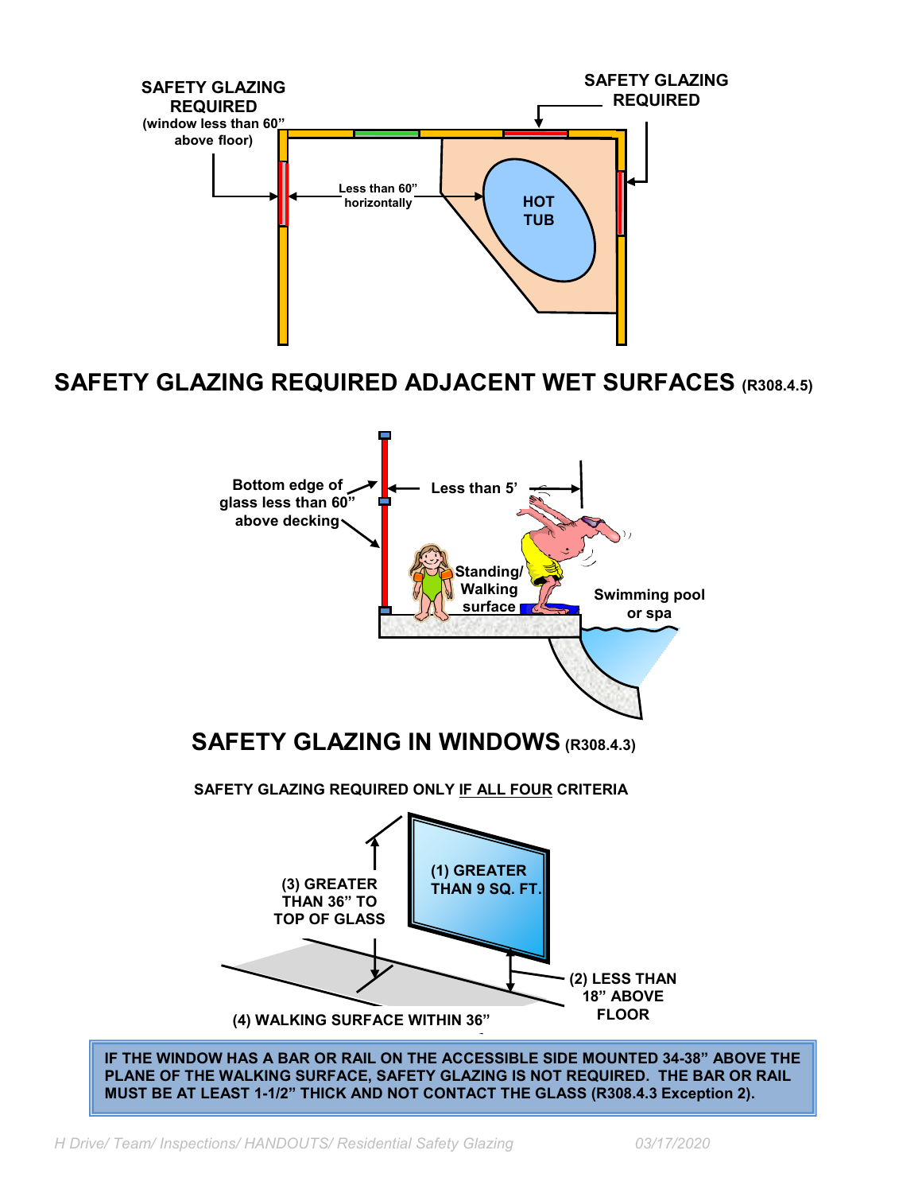SAFETY GLAZING REQUIRED (window less than 60" above floor)

SAFETY GLAZING REQUIRED

Less than 60" horizontally

HOT TUB

## SAFETY GLAZING REQUIRED ADJACENT WET SURFACES (R308.4.5)

Bottom edge of glass less than 60" above decking

Less than 5'

Standing/ Walking surface

Swimming pool or spa

## SAFETY GLAZING IN WINDOWS (R308.4.3)

**SAFETY GLAZING REQUIRED ONLY IF ALL FOUR CRITERIA**

(1) GREATER THAN 9 SQ. FT.

(2) LESS THAN 18" ABOVE FLOOR

(3) GREATER THAN 36" TO TOP OF GLASS

(4) WALKING SURFACE WITHIN 36"

**IF THE WINDOW HAS A BAR OR RAIL ON THE ACCESSIBLE SIDE MOUNTED 34-38" ABOVE THE PLANE OF THE WALKING SURFACE, SAFETY GLAZING IS NOT REQUIRED. THE BAR OR RAIL MUST BE AT LEAST 1-1/2" THICK AND NOT CONTACT THE GLASS (R308.4.3 Exception 2).**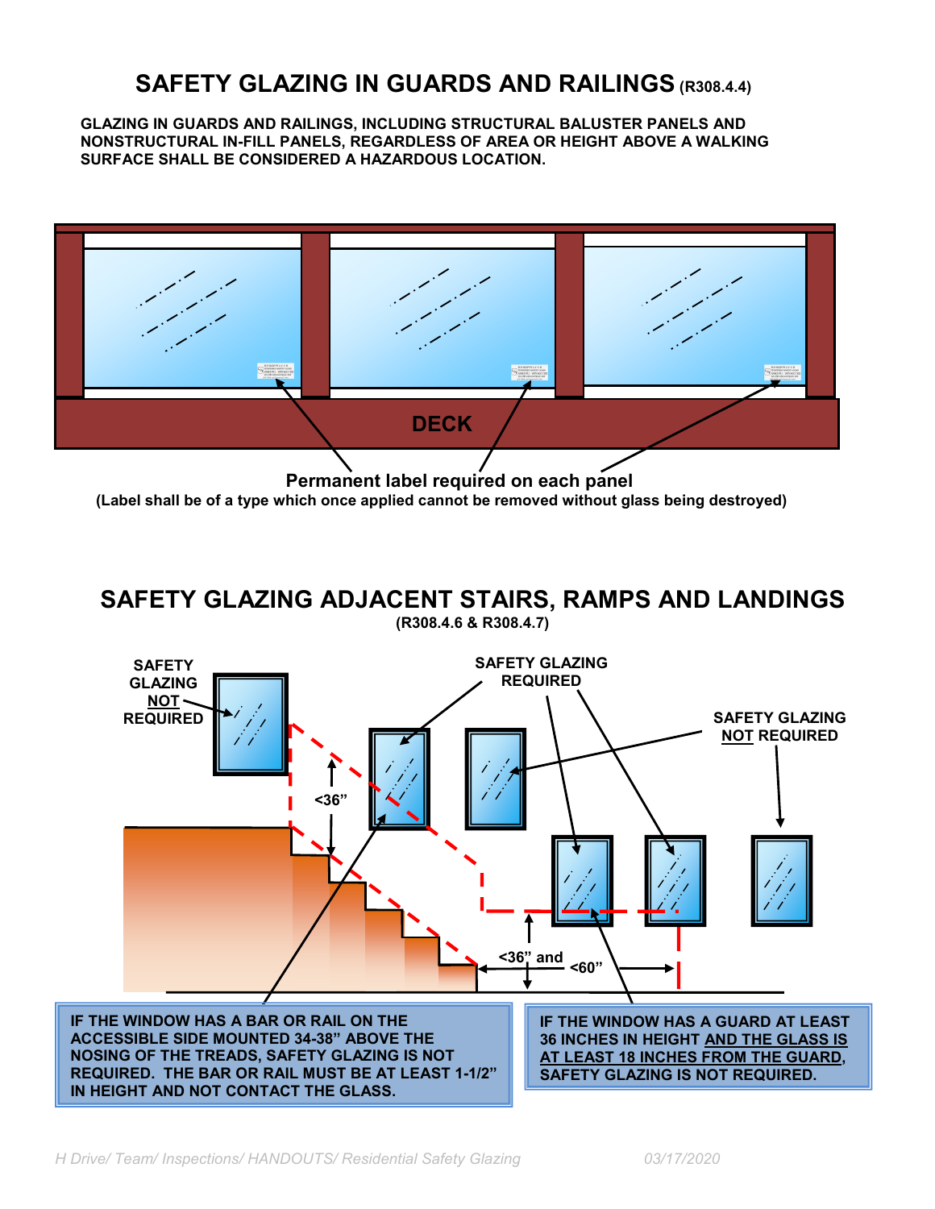# SAFETY GLAZING IN GUARDS AND RAILINGS (R308.4.4)

**GLAZING IN GUARDS AND RAILINGS, INCLUDING STRUCTURAL BALUSTER PANELS AND NONSTRUCTURAL IN-FILL PANELS, REGARDLESS OF AREA OR HEIGHT ABOVE A WALKING SURFACE SHALL BE CONSIDERED A HAZARDOUS LOCATION.**

DECK

**Permanent label required on each panel**

**(Label shall be of a type which once applied cannot be removed without glass being destroyed)**

# SAFETY GLAZING ADJACENT STAIRS, RAMPS AND LANDINGS

**(R308.4.6 & R308.4.7)**

SAFETY GLAZING NOT REQUIRED

SAFETY GLAZING REQUIRED

SAFETY GLAZING NOT REQUIRED

<36"

<36" and

<60"

**IF THE WINDOW HAS A BAR OR RAIL ON THE ACCESSIBLE SIDE MOUNTED 34-38" ABOVE THE NOSING OF THE TREADS, SAFETY GLAZING IS NOT REQUIRED. THE BAR OR RAIL MUST BE AT LEAST 1-1/2" IN HEIGHT AND NOT CONTACT THE GLASS.**

**IF THE WINDOW HAS A GUARD AT LEAST 36 INCHES IN HEIGHT AND THE GLASS IS AT LEAST 18 INCHES FROM THE GUARD, SAFETY GLAZING IS NOT REQUIRED.**